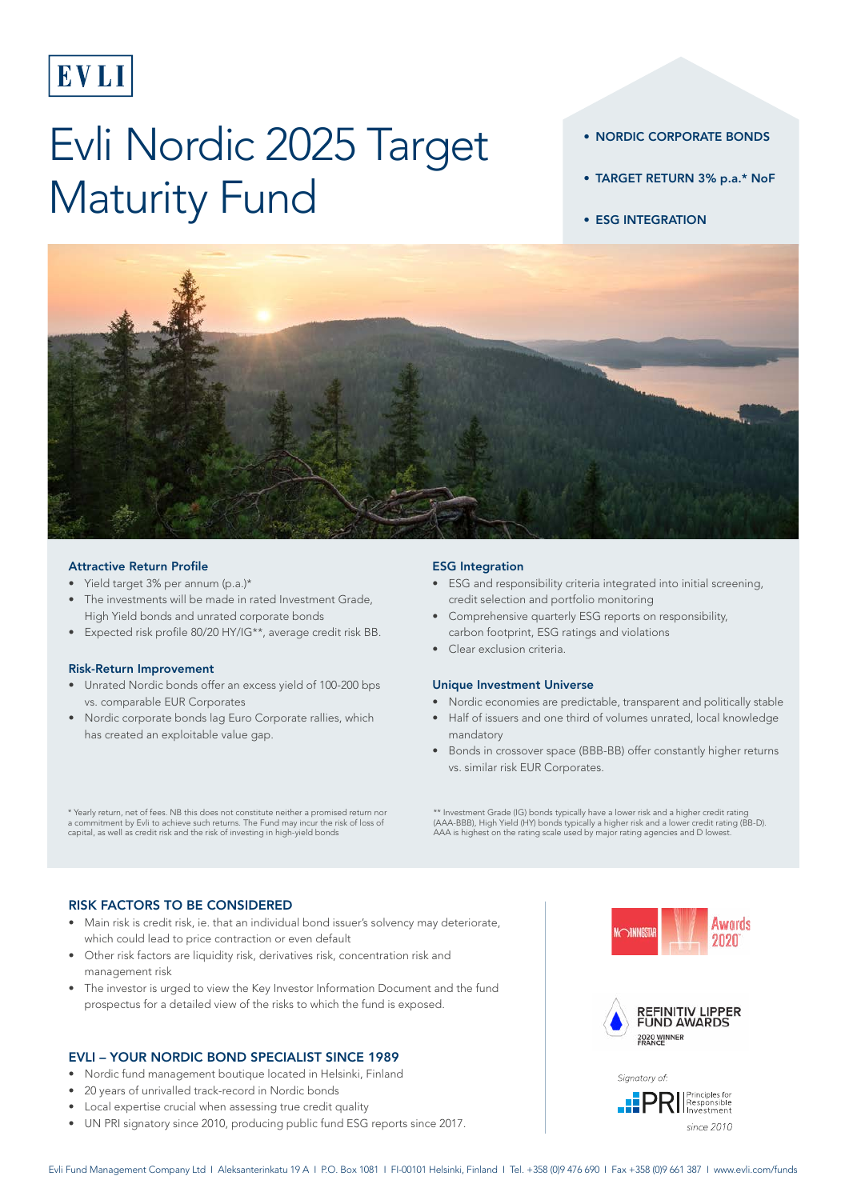EVLI

# Evli Nordic 2025 Target Maturity Fund

- NORDIC CORPORATE BONDS
- TARGET RETURN 3% p.a.* NoF
- ESG INTEGRATION

### Attractive Return Profile

- Yield target 3% per annum (p.a.)*
- The investments will be made in rated Investment Grade, High Yield bonds and unrated corporate bonds
- Expected risk profile 80/20 HY/IG**, average credit risk BB.

### Risk-Return Improvement

- Unrated Nordic bonds offer an excess yield of 100-200 bps vs. comparable EUR Corporates
- Nordic corporate bonds lag Euro Corporate rallies, which has created an exploitable value gap.

* Yearly return, net of fees. NB this does not constitute neither a promised return nor a commitment by Evli to achieve such returns. The Fund may incur the risk of loss of capital, as well as credit risk and the risk of investing in high-yield bonds

### ESG Integration

- ESG and responsibility criteria integrated into initial screening, credit selection and portfolio monitoring
- Comprehensive quarterly ESG reports on responsibility, carbon footprint, ESG ratings and violations
- Clear exclusion criteria.

### Unique Investment Universe

- Nordic economies are predictable, transparent and politically stable
- Half of issuers and one third of volumes unrated, local knowledge mandatory
- Bonds in crossover space (BBB-BB) offer constantly higher returns vs. similar risk EUR Corporates.

** Investment Grade (IG) bonds typically have a lower risk and a higher credit rating (AAA-BBB), High Yield (HY) bonds typically a higher risk and a lower credit rating (BB-D). AAA is highest on the rating scale used by major rating agencies and D lowest.

## RISK FACTORS TO BE CONSIDERED

- Main risk is credit risk, ie. that an individual bond issuer's solvency may deteriorate, which could lead to price contraction or even default
- Other risk factors are liquidity risk, derivatives risk, concentration risk and management risk
- The investor is urged to view the Key Investor Information Document and the fund prospectus for a detailed view of the risks to which the fund is exposed.

## EVLI – YOUR NORDIC BOND SPECIALIST SINCE 1989

- Nordic fund management boutique located in Helsinki, Finland
- 20 years of unrivalled track-record in Nordic bonds
- Local expertise crucial when assessing true credit quality
- UN PRI signatory since 2010, producing public fund ESG reports since 2017.

MORNINGSTAR Awards 2020

REFINITIV LIPPER FUND AWARDS 2020 WINNER FRANCE

*Signatory of:* PRI Principles for Responsible Investment *since 2010*

Evli Fund Management Company Ltd | Aleksanterinkatu 19 A | P.O. Box 1081 | FI-00101 Helsinki, Finland | Tel. +358 (0)9 476 690 | Fax +358 (0)9 661 387 | www.evli.com/funds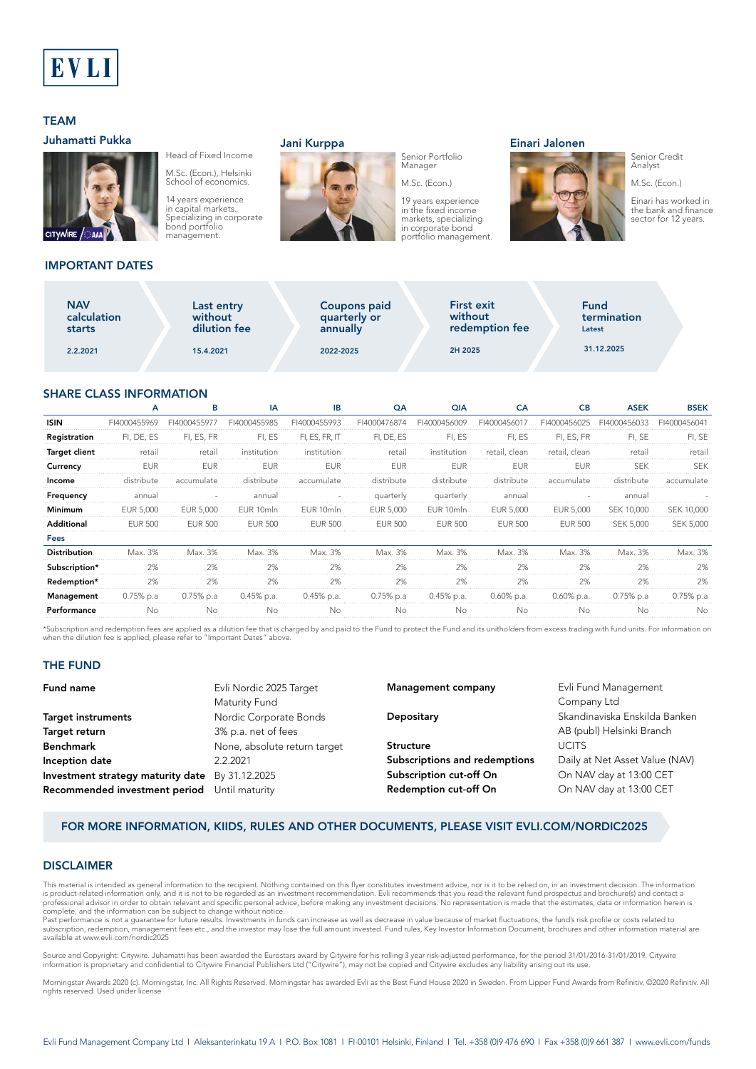## TEAM

### Juhamatti Pukka

Head of Fixed Income

M.Sc. (Econ.), Helsinki School of economics.

14 years experience in capital markets. Specializing in corporate bond portfolio management.

### Jani Kurppa

Senior Portfolio Manager

M.Sc. (Econ.)

19 years experience in the fixed income markets, specializing in corporate bond portfolio management.

### Einari Jalonen

Senior Credit Analyst

M.Sc. (Econ.)

Einari has worked in the bank and finance sector for 12 years.

## IMPORTANT DATES

- **NAV calculation starts** 2.2.2021
- **Last entry without dilution fee** 15.4.2021
- **Coupons paid quarterly or annually** 2022-2025
- **First exit without redemption fee** 2H 2025
- **Fund termination** Latest 31.12.2025

## SHARE CLASS INFORMATION

| | A | B | IA | IB | QA | QIA | CA | CB | ASEK | BSEK |
|---|---|---|---|---|---|---|---|---|---|---|
| **ISIN** | FI4000455969 | FI4000455977 | FI4000455985 | FI4000455993 | FI4000476874 | FI4000456009 | FI4000456017 | FI4000456025 | FI4000456033 | FI4000456041 |
| **Registration** | FI, DE, ES | FI, ES, FR | FI, ES | FI, ES, FR, IT | FI, DE, ES | FI, ES | FI, ES | FI, ES, FR | FI, SE | FI, SE |
| **Target client** | retail | retail | institution | institution | retail | institution | retail, clean | retail, clean | retail | retail |
| **Currency** | EUR | EUR | EUR | EUR | EUR | EUR | EUR | EUR | SEK | SEK |
| **Income** | distribute | accumulate | distribute | accumulate | distribute | distribute | distribute | accumulate | distribute | accumulate |
| **Frequency** | annual | - | annual | - | quarterly | quarterly | annual | - | annual | - |
| **Minimum** | EUR 5,000 | EUR 5,000 | EUR 10mln | EUR 10mln | EUR 5,000 | EUR 10mln | EUR 5,000 | EUR 5,000 | SEK 10,000 | SEK 10,000 |
| **Additional** | EUR 500 | EUR 500 | EUR 500 | EUR 500 | EUR 500 | EUR 500 | EUR 500 | EUR 500 | SEK 5,000 | SEK 5,000 |
| **Fees** | | | | | | | | | | |
| **Distribution** | Max. 3% | Max. 3% | Max. 3% | Max. 3% | Max. 3% | Max. 3% | Max. 3% | Max. 3% | Max. 3% | Max. 3% |
| **Subscription*** | 2% | 2% | 2% | 2% | 2% | 2% | 2% | 2% | 2% | 2% |
| **Redemption*** | 2% | 2% | 2% | 2% | 2% | 2% | 2% | 2% | 2% | 2% |
| **Management** | 0.75% p.a | 0.75% p.a | 0.45% p.a. | 0.45% p.a. | 0.75% p.a | 0.45% p.a. | 0.60% p.a. | 0.60% p.a. | 0.75% p.a | 0.75% p.a |
| **Performance** | No | No | No | No | No | No | No | No | No | No |

*Subscription and redemption fees are applied as a dilution fee that is charged by and paid to the Fund to protect the Fund and its unitholders from excess trading with fund units. For information on when the dilution fee is applied, please refer to "Important Dates" above.

## THE FUND

| | |
|---|---|
| **Fund name** | Evli Nordic 2025 Target Maturity Fund |
| **Target instruments** | Nordic Corporate Bonds |
| **Target return** | 3% p.a. net of fees |
| **Benchmark** | None, absolute return target |
| **Inception date** | 2.2.2021 |
| **Investment strategy maturity date** | By 31.12.2025 |
| **Recommended investment period** | Until maturity |
| **Management company** | Evli Fund Management Company Ltd |
| **Depositary** | Skandinaviska Enskilda Banken AB (publ) Helsinki Branch |
| **Structure** | UCITS |
| **Subscriptions and redemptions** | Daily at Net Asset Value (NAV) |
| **Subscription cut-off On** | On NAV day at 13:00 CET |
| **Redemption cut-off On** | On NAV day at 13:00 CET |

**FOR MORE INFORMATION, KIIDS, RULES AND OTHER DOCUMENTS, PLEASE VISIT EVLI.COM/NORDIC2025**

## DISCLAIMER

This material is intended as general information to the recipient. Nothing contained on this flyer constitutes investment advice, nor is it to be relied on, in an investment decision. The information is product-related information only, and it is not to be regarded as an investment recommendation. Evli recommends that you read the relevant fund prospectus and brochure(s) and contact a professional advisor in order to obtain relevant and specific personal advice, before making any investment decisions. No representation is made that the estimates, data or information herein is complete, and the information can be subject to change without notice.
Past performance is not a guarantee for future results. Investments in funds can increase as well as decrease in value because of market fluctuations, the fund's risk profile or costs related to subscription, redemption, management fees etc., and the investor may lose the full amount invested. Fund rules, Key Investor Information Document, brochures and other information material are available at www.evli.com/nordic2025

Source and Copyright: Citywire. Juhamatti has been awarded the Eurostars award by Citywire for his rolling 3 year risk-adjusted performance, for the period 31/01/2016-31/01/2019. Citywire information is proprietary and confidential to Citywire Financial Publishers Ltd ("Citywire"), may not be copied and Citywire excludes any liability arising out its use.

Morningstar Awards 2020 (c). Morningstar, Inc. All Rights Reserved. Morningstar has awarded Evli as the Best Fund House 2020 in Sweden. From Lipper Fund Awards from Refinitiv, ©2020 Refinitiv. All rights reserved. Used under license

Evli Fund Management Company Ltd I Aleksanterinkatu 19 A I P.O. Box 1081 I FI-00101 Helsinki, Finland I Tel. +358 (0)9 476 690 I Fax +358 (0)9 661 387 I www.evli.com/funds